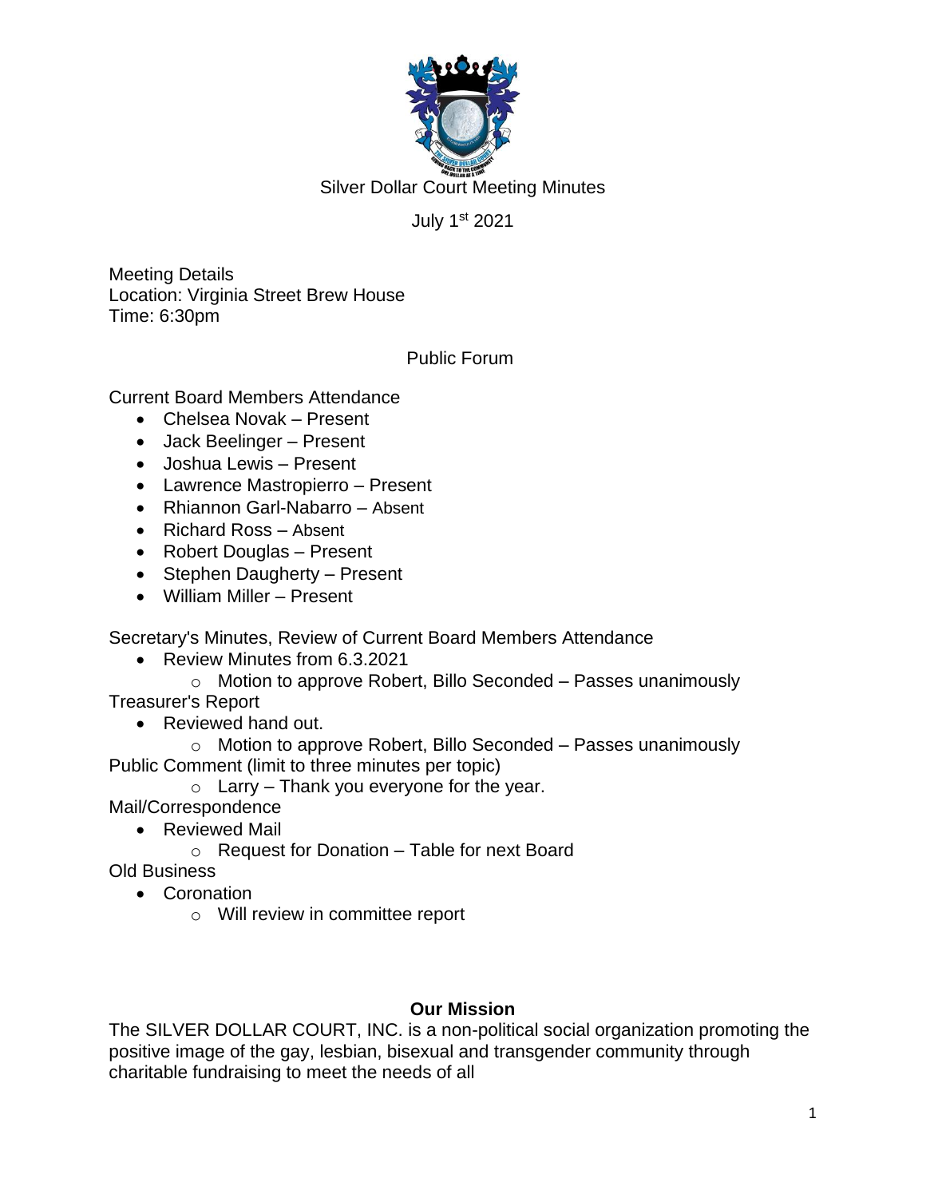# Silver Dollar Court Meeting Minutes

July 1st 2021

Meeting Details
Location: Virginia Street Brew House
Time: 6:30pm

Public Forum

Current Board Members Attendance

- Chelsea Novak – Present
- Jack Beelinger – Present
- Joshua Lewis – Present
- Lawrence Mastropierro – Present
- Rhiannon Garl-Nabarro – Absent
- Richard Ross – Absent
- Robert Douglas – Present
- Stephen Daugherty – Present
- William Miller – Present

Secretary's Minutes, Review of Current Board Members Attendance

- Review Minutes from 6.3.2021
  - Motion to approve Robert, Billo Seconded – Passes unanimously

Treasurer's Report

- Reviewed hand out.
  - Motion to approve Robert, Billo Seconded – Passes unanimously

Public Comment (limit to three minutes per topic)

- Larry – Thank you everyone for the year.

Mail/Correspondence

- Reviewed Mail
  - Request for Donation – Table for next Board

Old Business

- Coronation
  - Will review in committee report

**Our Mission**

The SILVER DOLLAR COURT, INC. is a non-political social organization promoting the positive image of the gay, lesbian, bisexual and transgender community through charitable fundraising to meet the needs of all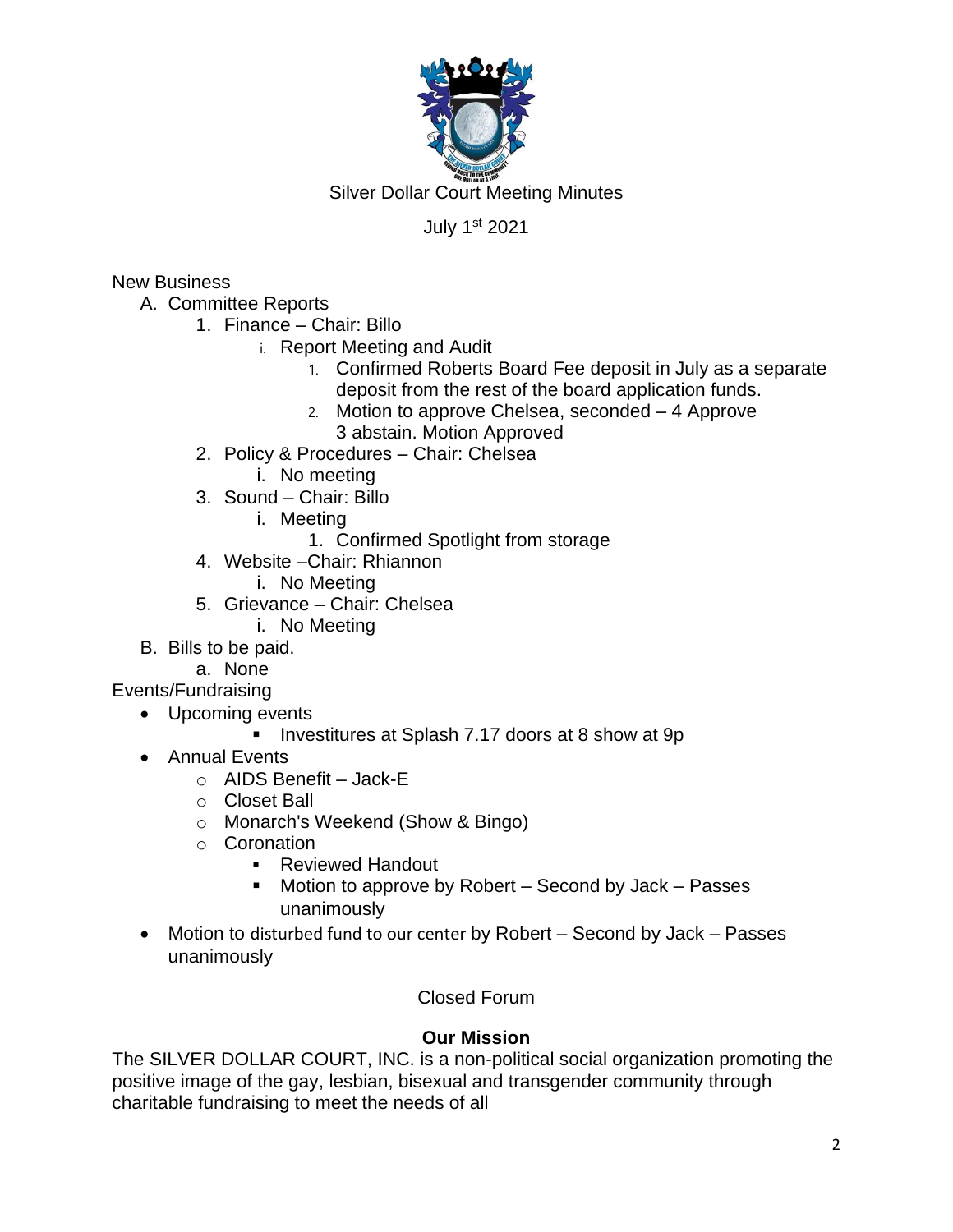Silver Dollar Court Meeting Minutes

July 1st 2021

New Business

A. Committee Reports
   1. Finance – Chair: Billo
      i. Report Meeting and Audit
         1. Confirmed Roberts Board Fee deposit in July as a separate deposit from the rest of the board application funds.
         2. Motion to approve Chelsea, seconded – 4 Approve 3 abstain. Motion Approved
   2. Policy & Procedures – Chair: Chelsea
      i. No meeting
   3. Sound – Chair: Billo
      i. Meeting
         1. Confirmed Spotlight from storage
   4. Website –Chair: Rhiannon
      i. No Meeting
   5. Grievance – Chair: Chelsea
      i. No Meeting
B. Bills to be paid.
   a. None

Events/Fundraising

- Upcoming events
  - Investitures at Splash 7.17 doors at 8 show at 9p
- Annual Events
  - AIDS Benefit – Jack-E
  - Closet Ball
  - Monarch's Weekend (Show & Bingo)
  - Coronation
    - Reviewed Handout
    - Motion to approve by Robert – Second by Jack – Passes unanimously
- Motion to disturbed fund to our center by Robert – Second by Jack – Passes unanimously

Closed Forum

**Our Mission**

The SILVER DOLLAR COURT, INC. is a non-political social organization promoting the positive image of the gay, lesbian, bisexual and transgender community through charitable fundraising to meet the needs of all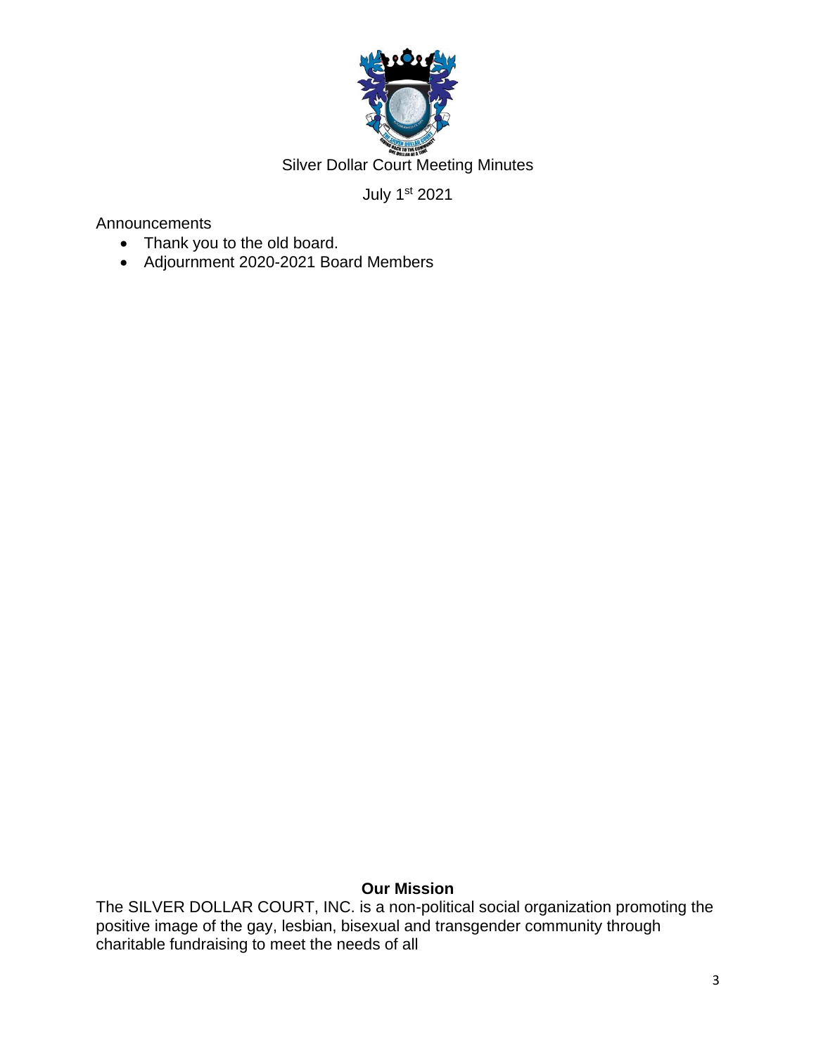Silver Dollar Court Meeting Minutes

July 1st 2021

Announcements

- Thank you to the old board.
- Adjournment 2020-2021 Board Members

**Our Mission**

The SILVER DOLLAR COURT, INC. is a non-political social organization promoting the positive image of the gay, lesbian, bisexual and transgender community through charitable fundraising to meet the needs of all